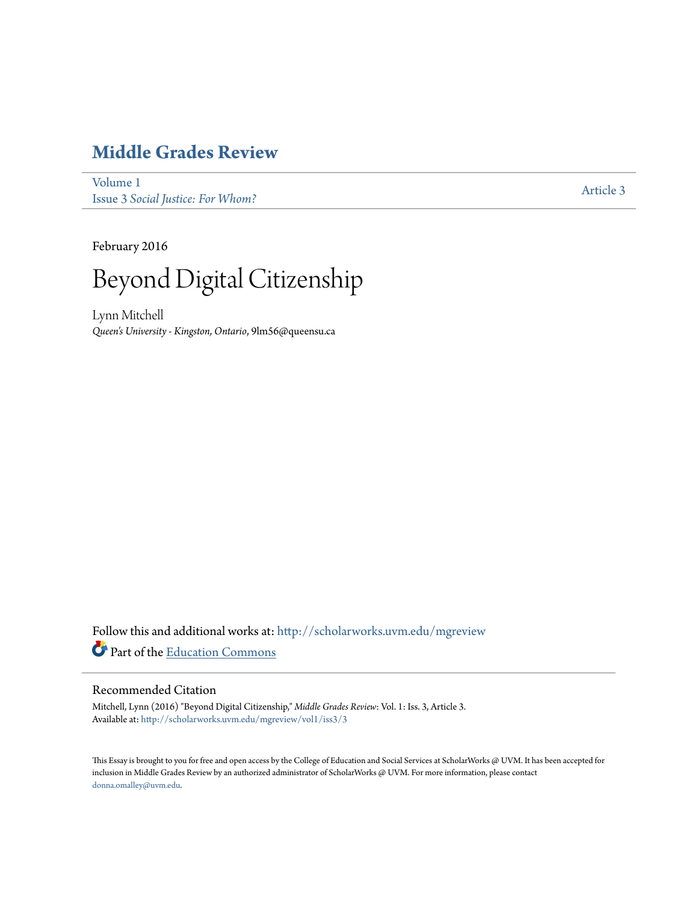# Middle Grades Review

Volume 1
Issue 3 *Social Justice: For Whom?*

Article 3

February 2016

# Beyond Digital Citizenship

Lynn Mitchell
*Queen's University - Kingston, Ontario*, 9lm56@queensu.ca

Follow this and additional works at: http://scholarworks.uvm.edu/mgreview

Part of the Education Commons

## Recommended Citation

Mitchell, Lynn (2016) "Beyond Digital Citizenship," *Middle Grades Review*: Vol. 1: Iss. 3, Article 3.
Available at: http://scholarworks.uvm.edu/mgreview/vol1/iss3/3

This Essay is brought to you for free and open access by the College of Education and Social Services at ScholarWorks @ UVM. It has been accepted for inclusion in Middle Grades Review by an authorized administrator of ScholarWorks @ UVM. For more information, please contact donna.omalley@uvm.edu.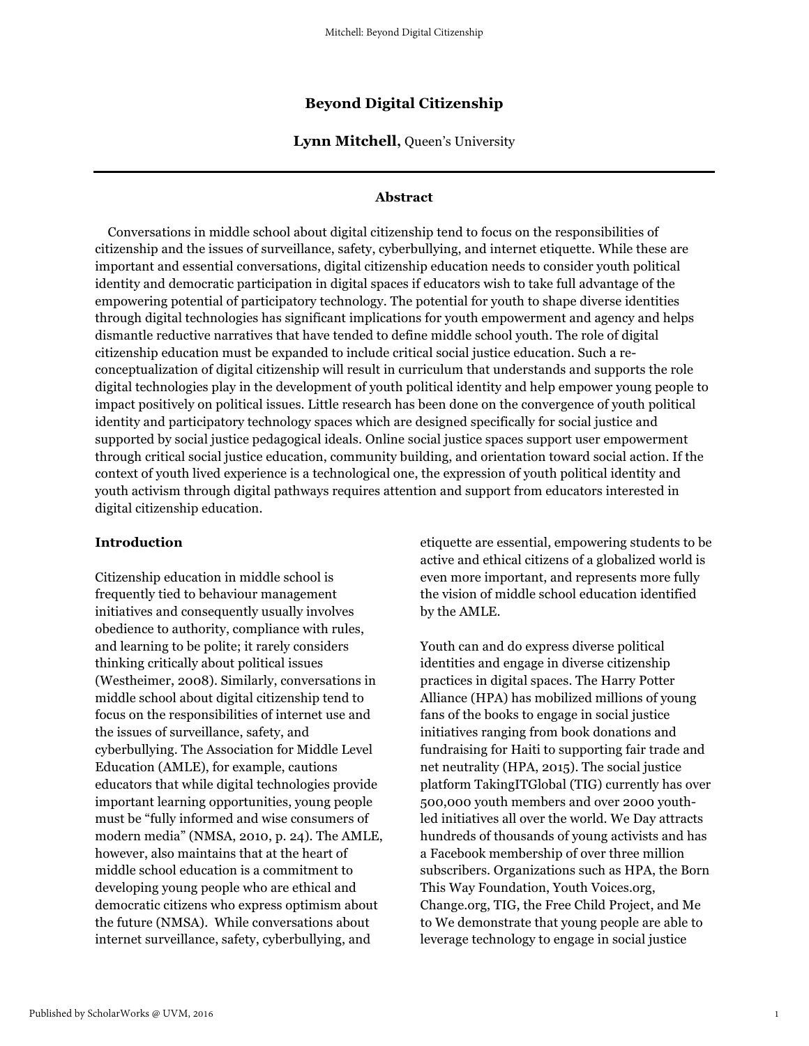# Beyond Digital Citizenship

**Lynn Mitchell,** Queen's University

### Abstract

Conversations in middle school about digital citizenship tend to focus on the responsibilities of citizenship and the issues of surveillance, safety, cyberbullying, and internet etiquette. While these are important and essential conversations, digital citizenship education needs to consider youth political identity and democratic participation in digital spaces if educators wish to take full advantage of the empowering potential of participatory technology. The potential for youth to shape diverse identities through digital technologies has significant implications for youth empowerment and agency and helps dismantle reductive narratives that have tended to define middle school youth. The role of digital citizenship education must be expanded to include critical social justice education. Such a re-conceptualization of digital citizenship will result in curriculum that understands and supports the role digital technologies play in the development of youth political identity and help empower young people to impact positively on political issues. Little research has been done on the convergence of youth political identity and participatory technology spaces which are designed specifically for social justice and supported by social justice pedagogical ideals. Online social justice spaces support user empowerment through critical social justice education, community building, and orientation toward social action. If the context of youth lived experience is a technological one, the expression of youth political identity and youth activism through digital pathways requires attention and support from educators interested in digital citizenship education.

### Introduction

Citizenship education in middle school is frequently tied to behaviour management initiatives and consequently usually involves obedience to authority, compliance with rules, and learning to be polite; it rarely considers thinking critically about political issues (Westheimer, 2008). Similarly, conversations in middle school about digital citizenship tend to focus on the responsibilities of internet use and the issues of surveillance, safety, and cyberbullying. The Association for Middle Level Education (AMLE), for example, cautions educators that while digital technologies provide important learning opportunities, young people must be "fully informed and wise consumers of modern media" (NMSA, 2010, p. 24). The AMLE, however, also maintains that at the heart of middle school education is a commitment to developing young people who are ethical and democratic citizens who express optimism about the future (NMSA). While conversations about internet surveillance, safety, cyberbullying, and etiquette are essential, empowering students to be active and ethical citizens of a globalized world is even more important, and represents more fully the vision of middle school education identified by the AMLE.

Youth can and do express diverse political identities and engage in diverse citizenship practices in digital spaces. The Harry Potter Alliance (HPA) has mobilized millions of young fans of the books to engage in social justice initiatives ranging from book donations and fundraising for Haiti to supporting fair trade and net neutrality (HPA, 2015). The social justice platform TakingITGlobal (TIG) currently has over 500,000 youth members and over 2000 youth-led initiatives all over the world. We Day attracts hundreds of thousands of young activists and has a Facebook membership of over three million subscribers. Organizations such as HPA, the Born This Way Foundation, Youth Voices.org, Change.org, TIG, the Free Child Project, and Me to We demonstrate that young people are able to leverage technology to engage in social justice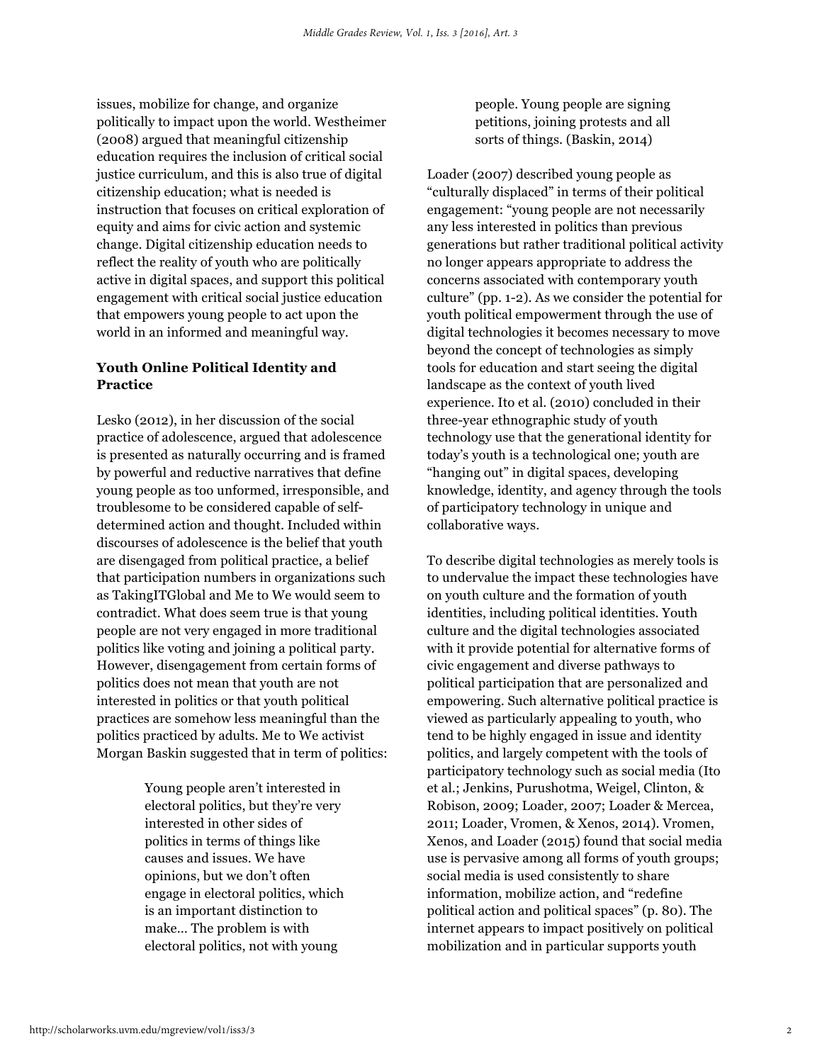issues, mobilize for change, and organize politically to impact upon the world. Westheimer (2008) argued that meaningful citizenship education requires the inclusion of critical social justice curriculum, and this is also true of digital citizenship education; what is needed is instruction that focuses on critical exploration of equity and aims for civic action and systemic change. Digital citizenship education needs to reflect the reality of youth who are politically active in digital spaces, and support this political engagement with critical social justice education that empowers young people to act upon the world in an informed and meaningful way.

### Youth Online Political Identity and Practice

Lesko (2012), in her discussion of the social practice of adolescence, argued that adolescence is presented as naturally occurring and is framed by powerful and reductive narratives that define young people as too unformed, irresponsible, and troublesome to be considered capable of self-determined action and thought. Included within discourses of adolescence is the belief that youth are disengaged from political practice, a belief that participation numbers in organizations such as TakingITGlobal and Me to We would seem to contradict. What does seem true is that young people are not very engaged in more traditional politics like voting and joining a political party. However, disengagement from certain forms of politics does not mean that youth are not interested in politics or that youth political practices are somehow less meaningful than the politics practiced by adults. Me to We activist Morgan Baskin suggested that in term of politics:

> Young people aren't interested in electoral politics, but they're very interested in other sides of politics in terms of things like causes and issues. We have opinions, but we don't often engage in electoral politics, which is an important distinction to make... The problem is with electoral politics, not with young people. Young people are signing petitions, joining protests and all sorts of things. (Baskin, 2014)

Loader (2007) described young people as "culturally displaced" in terms of their political engagement: "young people are not necessarily any less interested in politics than previous generations but rather traditional political activity no longer appears appropriate to address the concerns associated with contemporary youth culture" (pp. 1-2). As we consider the potential for youth political empowerment through the use of digital technologies it becomes necessary to move beyond the concept of technologies as simply tools for education and start seeing the digital landscape as the context of youth lived experience. Ito et al. (2010) concluded in their three-year ethnographic study of youth technology use that the generational identity for today's youth is a technological one; youth are "hanging out" in digital spaces, developing knowledge, identity, and agency through the tools of participatory technology in unique and collaborative ways.

To describe digital technologies as merely tools is to undervalue the impact these technologies have on youth culture and the formation of youth identities, including political identities. Youth culture and the digital technologies associated with it provide potential for alternative forms of civic engagement and diverse pathways to political participation that are personalized and empowering. Such alternative political practice is viewed as particularly appealing to youth, who tend to be highly engaged in issue and identity politics, and largely competent with the tools of participatory technology such as social media (Ito et al.; Jenkins, Purushotma, Weigel, Clinton, & Robison, 2009; Loader, 2007; Loader & Mercea, 2011; Loader, Vromen, & Xenos, 2014). Vromen, Xenos, and Loader (2015) found that social media use is pervasive among all forms of youth groups; social media is used consistently to share information, mobilize action, and "redefine political action and political spaces" (p. 80). The internet appears to impact positively on political mobilization and in particular supports youth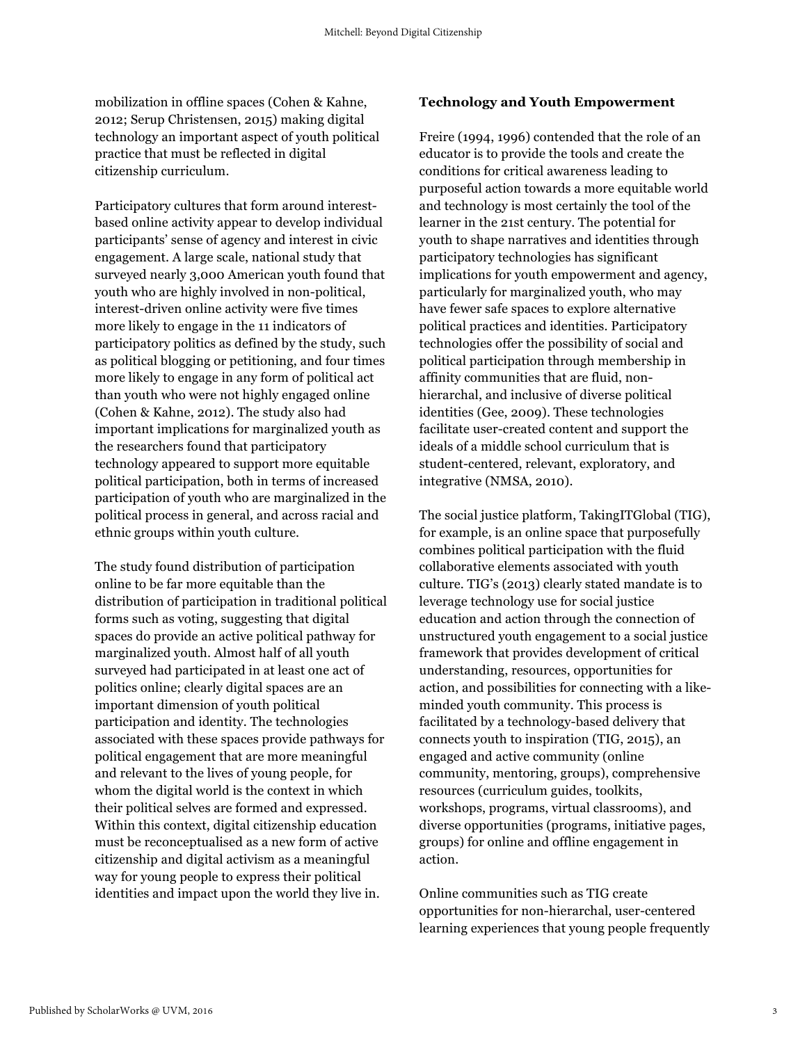mobilization in offline spaces (Cohen & Kahne, 2012; Serup Christensen, 2015) making digital technology an important aspect of youth political practice that must be reflected in digital citizenship curriculum.

Participatory cultures that form around interest-based online activity appear to develop individual participants' sense of agency and interest in civic engagement. A large scale, national study that surveyed nearly 3,000 American youth found that youth who are highly involved in non-political, interest-driven online activity were five times more likely to engage in the 11 indicators of participatory politics as defined by the study, such as political blogging or petitioning, and four times more likely to engage in any form of political act than youth who were not highly engaged online (Cohen & Kahne, 2012). The study also had important implications for marginalized youth as the researchers found that participatory technology appeared to support more equitable political participation, both in terms of increased participation of youth who are marginalized in the political process in general, and across racial and ethnic groups within youth culture.

The study found distribution of participation online to be far more equitable than the distribution of participation in traditional political forms such as voting, suggesting that digital spaces do provide an active political pathway for marginalized youth. Almost half of all youth surveyed had participated in at least one act of politics online; clearly digital spaces are an important dimension of youth political participation and identity. The technologies associated with these spaces provide pathways for political engagement that are more meaningful and relevant to the lives of young people, for whom the digital world is the context in which their political selves are formed and expressed. Within this context, digital citizenship education must be reconceptualised as a new form of active citizenship and digital activism as a meaningful way for young people to express their political identities and impact upon the world they live in.

**Technology and Youth Empowerment**

Freire (1994, 1996) contended that the role of an educator is to provide the tools and create the conditions for critical awareness leading to purposeful action towards a more equitable world and technology is most certainly the tool of the learner in the 21st century. The potential for youth to shape narratives and identities through participatory technologies has significant implications for youth empowerment and agency, particularly for marginalized youth, who may have fewer safe spaces to explore alternative political practices and identities. Participatory technologies offer the possibility of social and political participation through membership in affinity communities that are fluid, non-hierarchal, and inclusive of diverse political identities (Gee, 2009). These technologies facilitate user-created content and support the ideals of a middle school curriculum that is student-centered, relevant, exploratory, and integrative (NMSA, 2010).

The social justice platform, TakingITGlobal (TIG), for example, is an online space that purposefully combines political participation with the fluid collaborative elements associated with youth culture. TIG's (2013) clearly stated mandate is to leverage technology use for social justice education and action through the connection of unstructured youth engagement to a social justice framework that provides development of critical understanding, resources, opportunities for action, and possibilities for connecting with a like-minded youth community. This process is facilitated by a technology-based delivery that connects youth to inspiration (TIG, 2015), an engaged and active community (online community, mentoring, groups), comprehensive resources (curriculum guides, toolkits, workshops, programs, virtual classrooms), and diverse opportunities (programs, initiative pages, groups) for online and offline engagement in action.

Online communities such as TIG create opportunities for non-hierarchal, user-centered learning experiences that young people frequently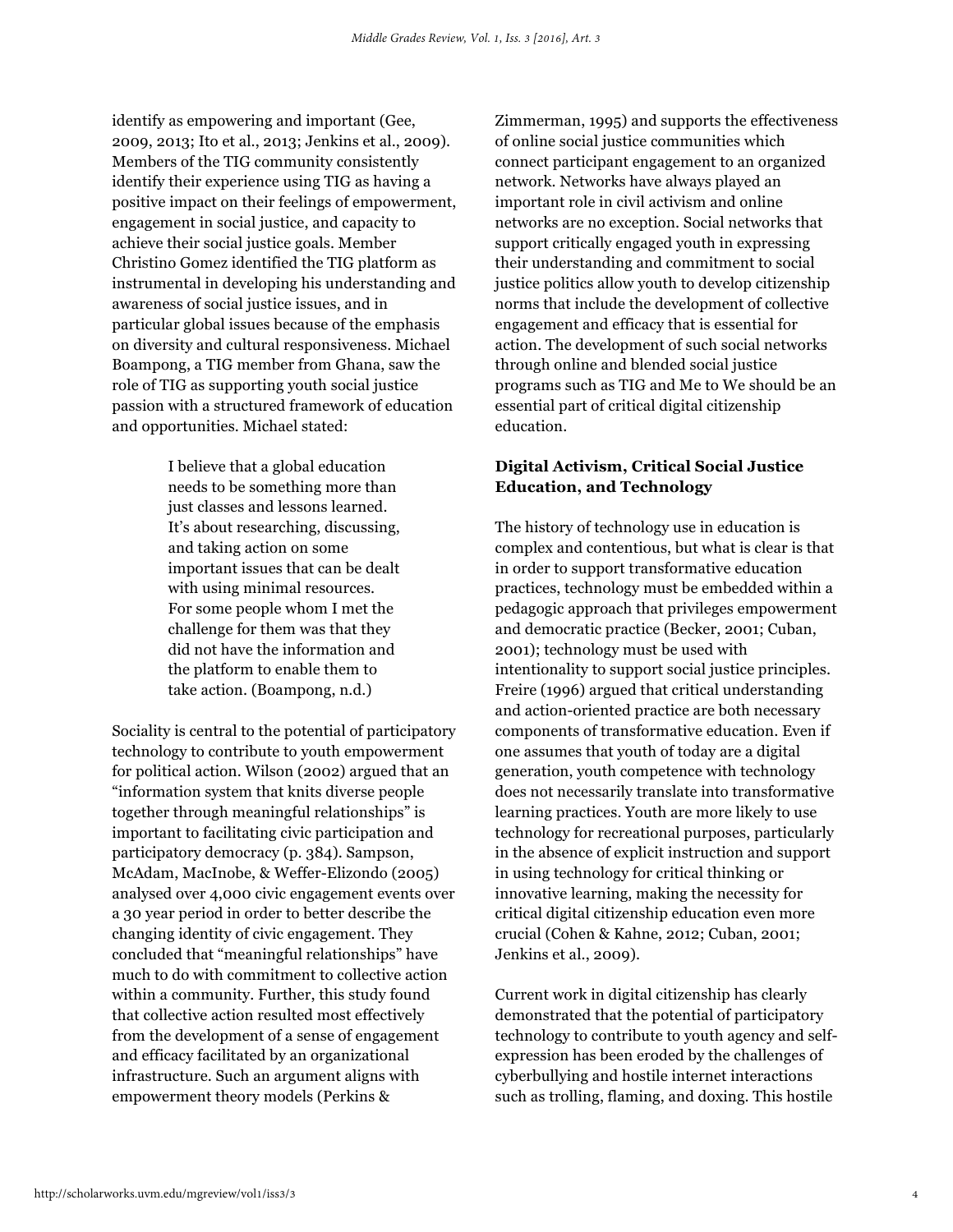identify as empowering and important (Gee, 2009, 2013; Ito et al., 2013; Jenkins et al., 2009). Members of the TIG community consistently identify their experience using TIG as having a positive impact on their feelings of empowerment, engagement in social justice, and capacity to achieve their social justice goals. Member Christino Gomez identified the TIG platform as instrumental in developing his understanding and awareness of social justice issues, and in particular global issues because of the emphasis on diversity and cultural responsiveness. Michael Boampong, a TIG member from Ghana, saw the role of TIG as supporting youth social justice passion with a structured framework of education and opportunities. Michael stated:

> I believe that a global education needs to be something more than just classes and lessons learned. It's about researching, discussing, and taking action on some important issues that can be dealt with using minimal resources. For some people whom I met the challenge for them was that they did not have the information and the platform to enable them to take action. (Boampong, n.d.)

Sociality is central to the potential of participatory technology to contribute to youth empowerment for political action. Wilson (2002) argued that an "information system that knits diverse people together through meaningful relationships" is important to facilitating civic participation and participatory democracy (p. 384). Sampson, McAdam, MacInobe, & Weffer-Elizondo (2005) analysed over 4,000 civic engagement events over a 30 year period in order to better describe the changing identity of civic engagement. They concluded that "meaningful relationships" have much to do with commitment to collective action within a community. Further, this study found that collective action resulted most effectively from the development of a sense of engagement and efficacy facilitated by an organizational infrastructure. Such an argument aligns with empowerment theory models (Perkins & Zimmerman, 1995) and supports the effectiveness of online social justice communities which connect participant engagement to an organized network. Networks have always played an important role in civil activism and online networks are no exception. Social networks that support critically engaged youth in expressing their understanding and commitment to social justice politics allow youth to develop citizenship norms that include the development of collective engagement and efficacy that is essential for action. The development of such social networks through online and blended social justice programs such as TIG and Me to We should be an essential part of critical digital citizenship education.

## Digital Activism, Critical Social Justice Education, and Technology

The history of technology use in education is complex and contentious, but what is clear is that in order to support transformative education practices, technology must be embedded within a pedagogic approach that privileges empowerment and democratic practice (Becker, 2001; Cuban, 2001); technology must be used with intentionality to support social justice principles. Freire (1996) argued that critical understanding and action-oriented practice are both necessary components of transformative education. Even if one assumes that youth of today are a digital generation, youth competence with technology does not necessarily translate into transformative learning practices. Youth are more likely to use technology for recreational purposes, particularly in the absence of explicit instruction and support in using technology for critical thinking or innovative learning, making the necessity for critical digital citizenship education even more crucial (Cohen & Kahne, 2012; Cuban, 2001; Jenkins et al., 2009).

Current work in digital citizenship has clearly demonstrated that the potential of participatory technology to contribute to youth agency and self-expression has been eroded by the challenges of cyberbullying and hostile internet interactions such as trolling, flaming, and doxing. This hostile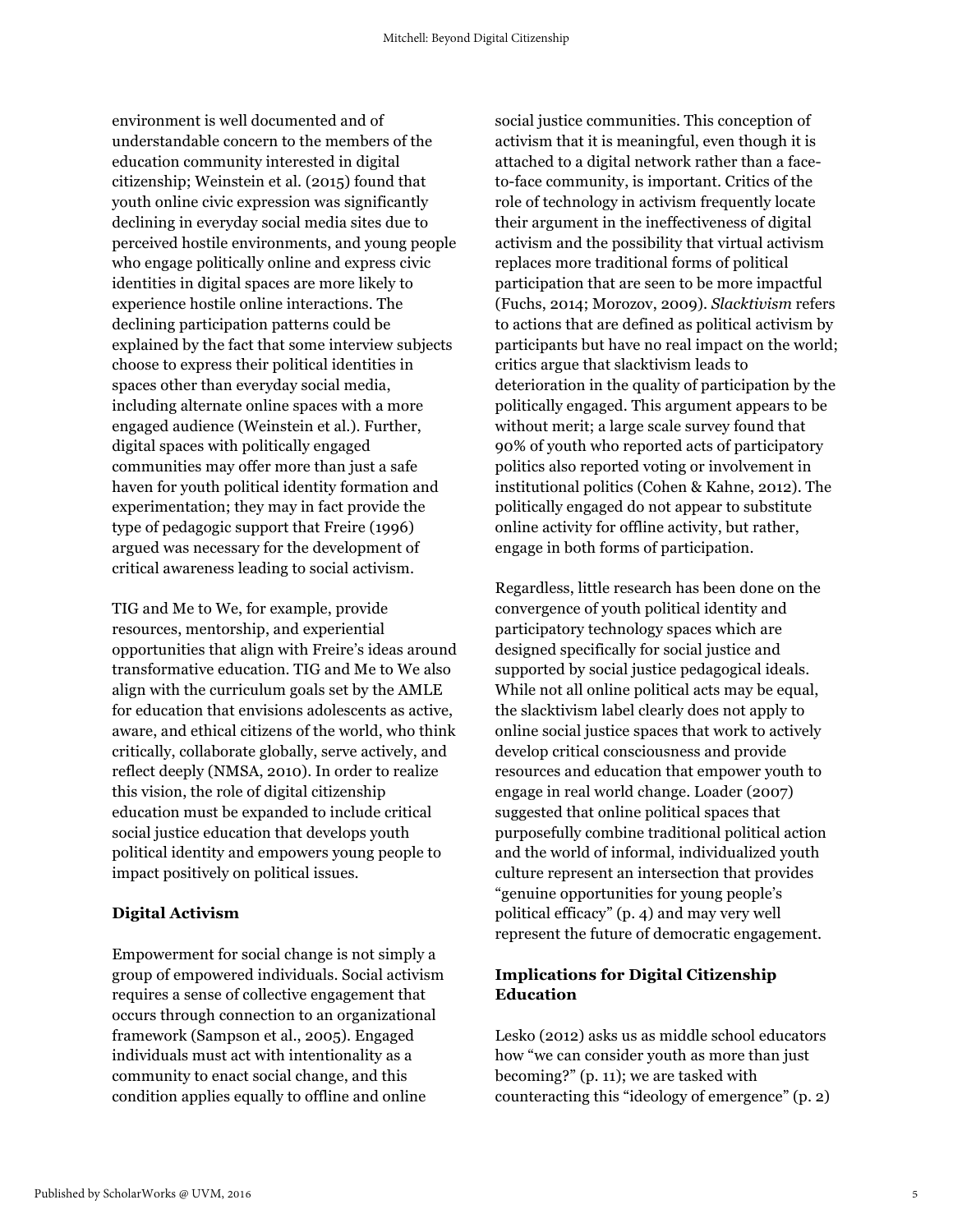environment is well documented and of understandable concern to the members of the education community interested in digital citizenship; Weinstein et al. (2015) found that youth online civic expression was significantly declining in everyday social media sites due to perceived hostile environments, and young people who engage politically online and express civic identities in digital spaces are more likely to experience hostile online interactions. The declining participation patterns could be explained by the fact that some interview subjects choose to express their political identities in spaces other than everyday social media, including alternate online spaces with a more engaged audience (Weinstein et al.). Further, digital spaces with politically engaged communities may offer more than just a safe haven for youth political identity formation and experimentation; they may in fact provide the type of pedagogic support that Freire (1996) argued was necessary for the development of critical awareness leading to social activism.

TIG and Me to We, for example, provide resources, mentorship, and experiential opportunities that align with Freire's ideas around transformative education. TIG and Me to We also align with the curriculum goals set by the AMLE for education that envisions adolescents as active, aware, and ethical citizens of the world, who think critically, collaborate globally, serve actively, and reflect deeply (NMSA, 2010). In order to realize this vision, the role of digital citizenship education must be expanded to include critical social justice education that develops youth political identity and empowers young people to impact positively on political issues.

**Digital Activism**

Empowerment for social change is not simply a group of empowered individuals. Social activism requires a sense of collective engagement that occurs through connection to an organizational framework (Sampson et al., 2005). Engaged individuals must act with intentionality as a community to enact social change, and this condition applies equally to offline and online social justice communities. This conception of activism that it is meaningful, even though it is attached to a digital network rather than a face-to-face community, is important. Critics of the role of technology in activism frequently locate their argument in the ineffectiveness of digital activism and the possibility that virtual activism replaces more traditional forms of political participation that are seen to be more impactful (Fuchs, 2014; Morozov, 2009). *Slacktivism* refers to actions that are defined as political activism by participants but have no real impact on the world; critics argue that slacktivism leads to deterioration in the quality of participation by the politically engaged. This argument appears to be without merit; a large scale survey found that 90% of youth who reported acts of participatory politics also reported voting or involvement in institutional politics (Cohen & Kahne, 2012). The politically engaged do not appear to substitute online activity for offline activity, but rather, engage in both forms of participation.

Regardless, little research has been done on the convergence of youth political identity and participatory technology spaces which are designed specifically for social justice and supported by social justice pedagogical ideals. While not all online political acts may be equal, the slacktivism label clearly does not apply to online social justice spaces that work to actively develop critical consciousness and provide resources and education that empower youth to engage in real world change. Loader (2007) suggested that online political spaces that purposefully combine traditional political action and the world of informal, individualized youth culture represent an intersection that provides "genuine opportunities for young people's political efficacy" (p. 4) and may very well represent the future of democratic engagement.

**Implications for Digital Citizenship Education**

Lesko (2012) asks us as middle school educators how "we can consider youth as more than just becoming?" (p. 11); we are tasked with counteracting this "ideology of emergence" (p. 2)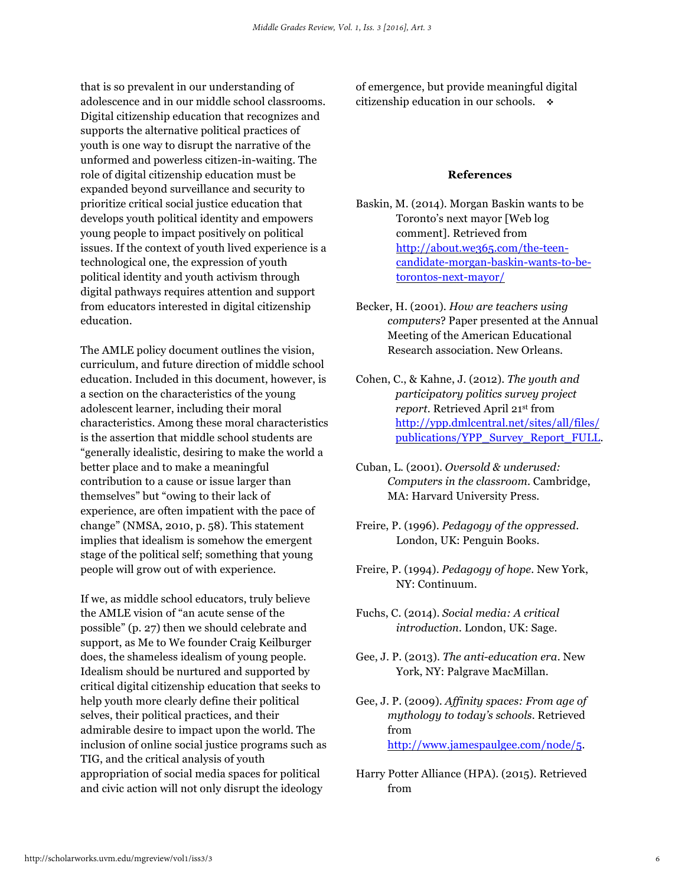that is so prevalent in our understanding of adolescence and in our middle school classrooms. Digital citizenship education that recognizes and supports the alternative political practices of youth is one way to disrupt the narrative of the unformed and powerless citizen-in-waiting. The role of digital citizenship education must be expanded beyond surveillance and security to prioritize critical social justice education that develops youth political identity and empowers young people to impact positively on political issues. If the context of youth lived experience is a technological one, the expression of youth political identity and youth activism through digital pathways requires attention and support from educators interested in digital citizenship education.

The AMLE policy document outlines the vision, curriculum, and future direction of middle school education. Included in this document, however, is a section on the characteristics of the young adolescent learner, including their moral characteristics. Among these moral characteristics is the assertion that middle school students are "generally idealistic, desiring to make the world a better place and to make a meaningful contribution to a cause or issue larger than themselves" but "owing to their lack of experience, are often impatient with the pace of change" (NMSA, 2010, p. 58). This statement implies that idealism is somehow the emergent stage of the political self; something that young people will grow out of with experience.

If we, as middle school educators, truly believe the AMLE vision of "an acute sense of the possible" (p. 27) then we should celebrate and support, as Me to We founder Craig Keilburger does, the shameless idealism of young people. Idealism should be nurtured and supported by critical digital citizenship education that seeks to help youth more clearly define their political selves, their political practices, and their admirable desire to impact upon the world. The inclusion of online social justice programs such as TIG, and the critical analysis of youth appropriation of social media spaces for political and civic action will not only disrupt the ideology of emergence, but provide meaningful digital citizenship education in our schools. ❖

## References

Baskin, M. (2014). Morgan Baskin wants to be Toronto's next mayor [Web log comment]. Retrieved from http://about.we365.com/the-teen-candidate-morgan-baskin-wants-to-be-torontos-next-mayor/

Becker, H. (2001). *How are teachers using computers*? Paper presented at the Annual Meeting of the American Educational Research association. New Orleans.

Cohen, C., & Kahne, J. (2012). *The youth and participatory politics survey project report*. Retrieved April 21st from http://ypp.dmlcentral.net/sites/all/files/publications/YPP_Survey_Report_FULL.

Cuban, L. (2001). *Oversold & underused: Computers in the classroom*. Cambridge, MA: Harvard University Press.

Freire, P. (1996). *Pedagogy of the oppressed*. London, UK: Penguin Books.

Freire, P. (1994). *Pedagogy of hope*. New York, NY: Continuum.

Fuchs, C. (2014). *Social media: A critical introduction*. London, UK: Sage.

Gee, J. P. (2013). *The anti-education era*. New York, NY: Palgrave MacMillan.

Gee, J. P. (2009). *Affinity spaces: From age of mythology to today's schools*. Retrieved from http://www.jamespaulgee.com/node/5.

Harry Potter Alliance (HPA). (2015). Retrieved from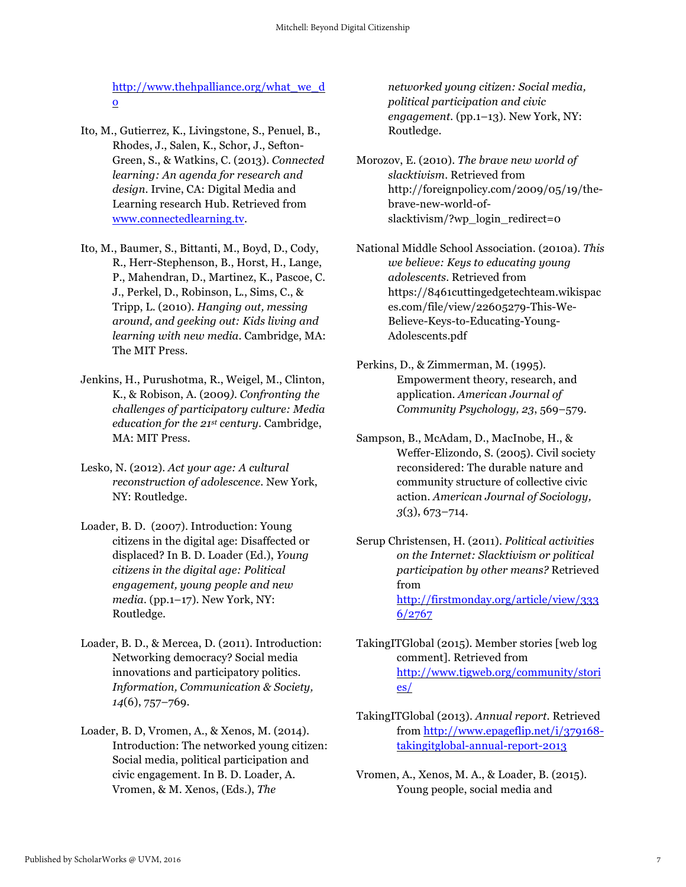http://www.thehpalliance.org/what_we_do

Ito, M., Gutierrez, K., Livingstone, S., Penuel, B., Rhodes, J., Salen, K., Schor, J., Sefton-Green, S., & Watkins, C. (2013). *Connected learning: An agenda for research and design*. Irvine, CA: Digital Media and Learning research Hub. Retrieved from www.connectedlearning.tv.

Ito, M., Baumer, S., Bittanti, M., Boyd, D., Cody, R., Herr-Stephenson, B., Horst, H., Lange, P., Mahendran, D., Martinez, K., Pascoe, C. J., Perkel, D., Robinson, L., Sims, C., & Tripp, L. (2010). *Hanging out, messing around, and geeking out: Kids living and learning with new media*. Cambridge, MA: The MIT Press.

Jenkins, H., Purushotma, R., Weigel, M., Clinton, K., & Robison, A. (2009*). Confronting the challenges of participatory culture: Media education for the 21st century*. Cambridge, MA: MIT Press.

Lesko, N. (2012). *Act your age: A cultural reconstruction of adolescence*. New York, NY: Routledge.

Loader, B. D. (2007). Introduction: Young citizens in the digital age: Disaffected or displaced? In B. D. Loader (Ed.), *Young citizens in the digital age: Political engagement, young people and new media*. (pp.1–17). New York, NY: Routledge.

Loader, B. D., & Mercea, D. (2011). Introduction: Networking democracy? Social media innovations and participatory politics. *Information, Communication & Society, 14*(6), 757–769.

Loader, B. D, Vromen, A., & Xenos, M. (2014). Introduction: The networked young citizen: Social media, political participation and civic engagement. In B. D. Loader, A. Vromen, & M. Xenos, (Eds.), *The networked young citizen: Social media, political participation and civic engagement*. (pp.1–13). New York, NY: Routledge.

Morozov, E. (2010). *The brave new world of slacktivism*. Retrieved from http://foreignpolicy.com/2009/05/19/the-brave-new-world-of-slacktivism/?wp_login_redirect=0

National Middle School Association. (2010a). *This we believe: Keys to educating young adolescents*. Retrieved from https://8461cuttingedgetechteam.wikispaces.com/file/view/22605279-This-We-Believe-Keys-to-Educating-Young-Adolescents.pdf

Perkins, D., & Zimmerman, M. (1995). Empowerment theory, research, and application. *American Journal of Community Psychology, 23*, 569–579.

Sampson, B., McAdam, D., MacInobe, H., & Weffer-Elizondo, S. (2005). Civil society reconsidered: The durable nature and community structure of collective civic action. *American Journal of Sociology, 3*(3), 673–714.

Serup Christensen, H. (2011). *Political activities on the Internet: Slacktivism or political participation by other means?* Retrieved from http://firstmonday.org/article/view/3336/2767

TakingITGlobal (2015). Member stories [web log comment]. Retrieved from http://www.tigweb.org/community/stories/

TakingITGlobal (2013). *Annual report*. Retrieved from http://www.epageflip.net/i/379168-takingitglobal-annual-report-2013

Vromen, A., Xenos, M. A., & Loader, B. (2015). Young people, social media and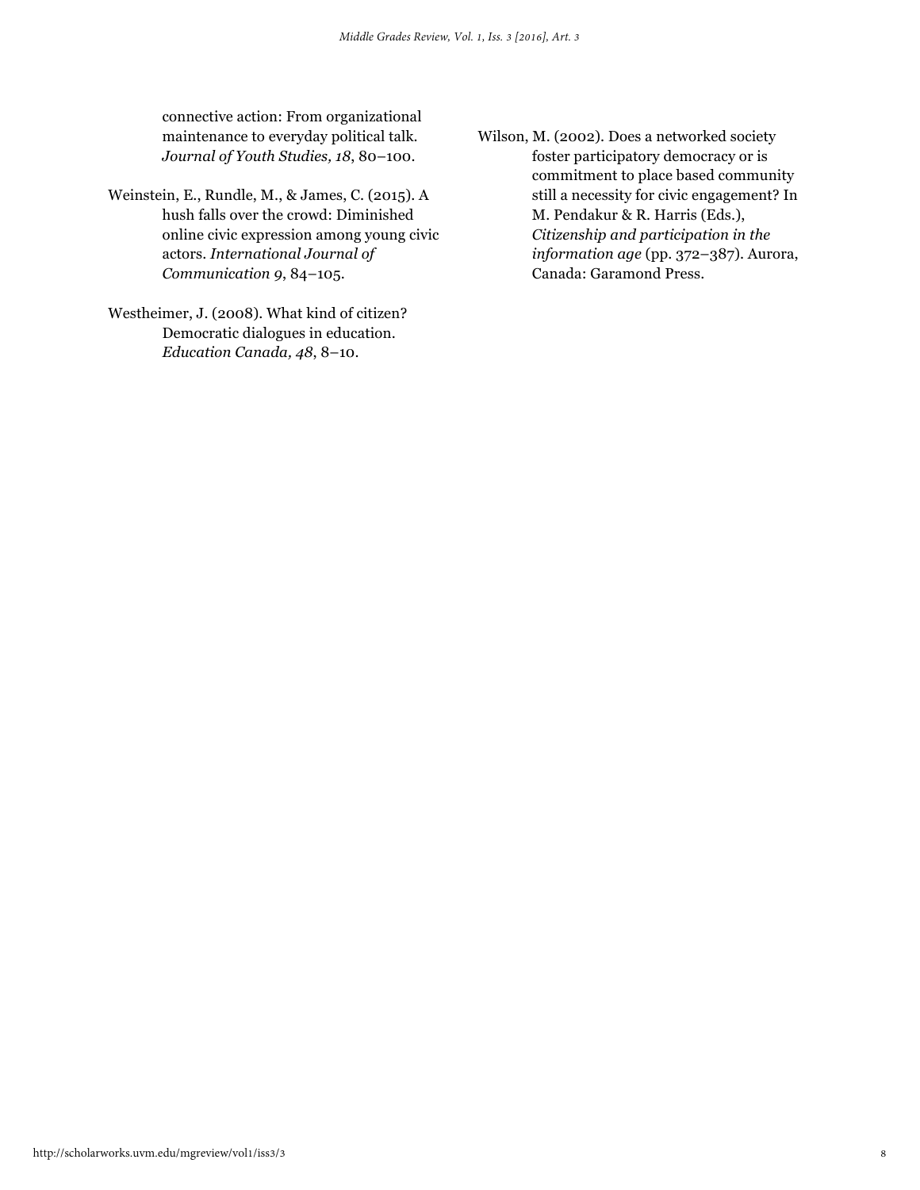connective action: From organizational maintenance to everyday political talk. *Journal of Youth Studies, 18*, 80–100.

Weinstein, E., Rundle, M., & James, C. (2015). A hush falls over the crowd: Diminished online civic expression among young civic actors. *International Journal of Communication 9*, 84–105.

Westheimer, J. (2008). What kind of citizen? Democratic dialogues in education. *Education Canada, 48*, 8–10.

Wilson, M. (2002). Does a networked society foster participatory democracy or is commitment to place based community still a necessity for civic engagement? In M. Pendakur & R. Harris (Eds.), *Citizenship and participation in the information age* (pp. 372–387). Aurora, Canada: Garamond Press.